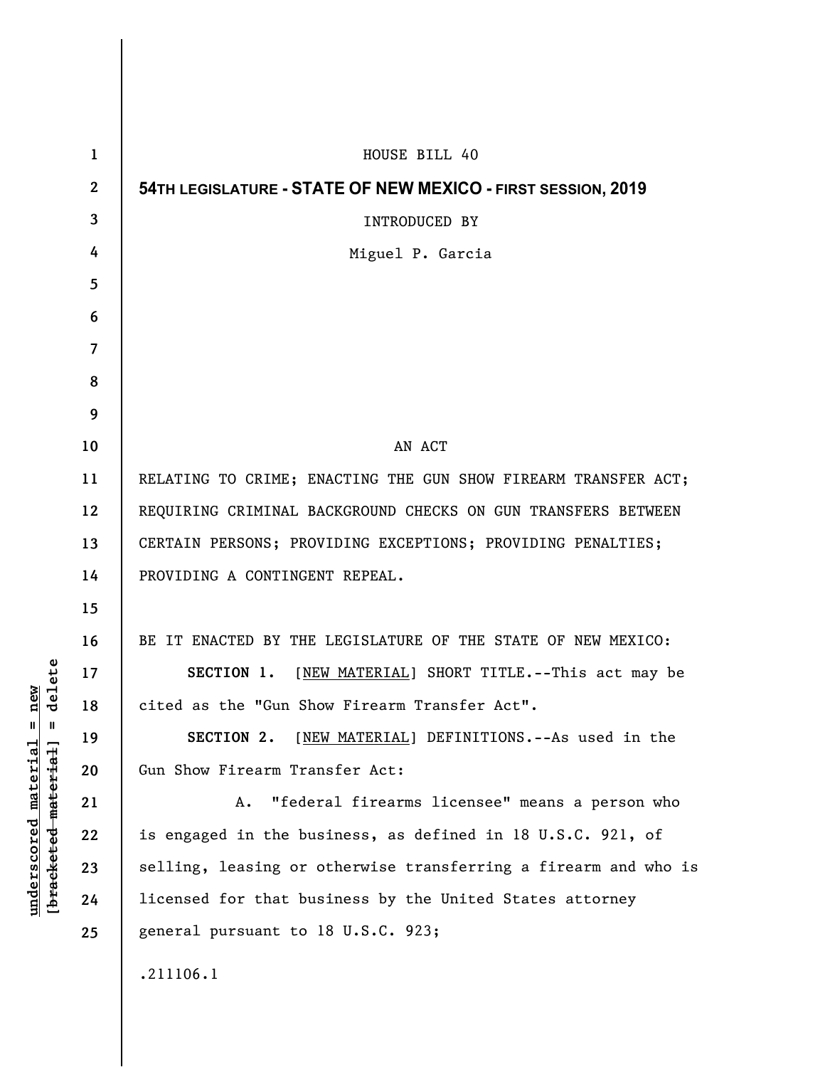HOUSE BILL 40

**54TH LEGISLATURE - STATE OF NEW MEXICO - FIRST SESSION, 2019**

INTRODUCED BY

Miguel P. Garcia

AN ACT

RELATING TO CRIME; ENACTING THE GUN SHOW FIREARM TRANSFER ACT; REQUIRING CRIMINAL BACKGROUND CHECKS ON GUN TRANSFERS BETWEEN CERTAIN PERSONS; PROVIDING EXCEPTIONS; PROVIDING PENALTIES; PROVIDING A CONTINGENT REPEAL.

BE IT ENACTED BY THE LEGISLATURE OF THE STATE OF NEW MEXICO:

**SECTION 1.** [NEW MATERIAL] SHORT TITLE.--This act may be cited as the "Gun Show Firearm Transfer Act".

**SECTION 2.** [NEW MATERIAL] DEFINITIONS.--As used in the Gun Show Firearm Transfer Act:

A. "federal firearms licensee" means a person who is engaged in the business, as defined in 18 U.S.C. 921, of selling, leasing or otherwise transferring a firearm and who is licensed for that business by the United States attorney general pursuant to 18 U.S.C. 923;

.211106.1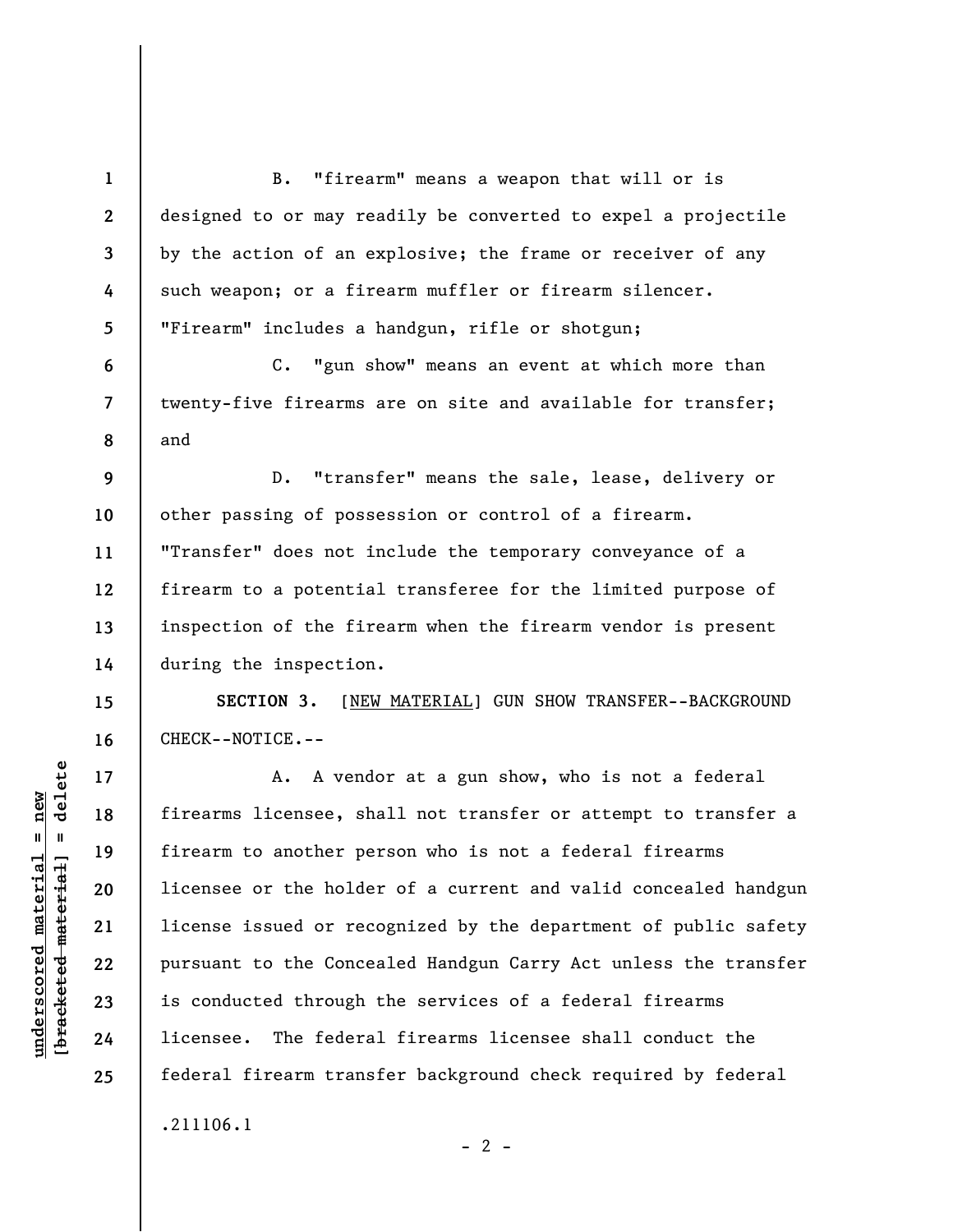B. "firearm" means a weapon that will or is designed to or may readily be converted to expel a projectile by the action of an explosive; the frame or receiver of any such weapon; or a firearm muffler or firearm silencer. "Firearm" includes a handgun, rifle or shotgun;

C. "gun show" means an event at which more than twenty-five firearms are on site and available for transfer; and

D. "transfer" means the sale, lease, delivery or other passing of possession or control of a firearm. "Transfer" does not include the temporary conveyance of a firearm to a potential transferee for the limited purpose of inspection of the firearm when the firearm vendor is present during the inspection.

**SECTION 3.** [NEW MATERIAL] GUN SHOW TRANSFER--BACKGROUND CHECK--NOTICE.--

A. A vendor at a gun show, who is not a federal firearms licensee, shall not transfer or attempt to transfer a firearm to another person who is not a federal firearms licensee or the holder of a current and valid concealed handgun license issued or recognized by the department of public safety pursuant to the Concealed Handgun Carry Act unless the transfer is conducted through the services of a federal firearms licensee. The federal firearms licensee shall conduct the federal firearm transfer background check required by federal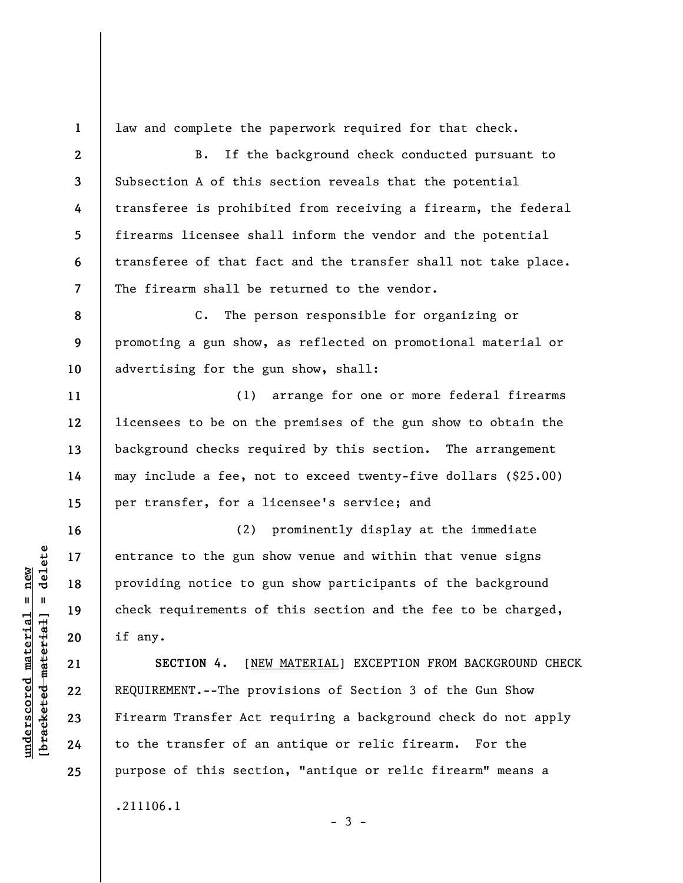law and complete the paperwork required for that check.

B. If the background check conducted pursuant to Subsection A of this section reveals that the potential transferee is prohibited from receiving a firearm, the federal firearms licensee shall inform the vendor and the potential transferee of that fact and the transfer shall not take place. The firearm shall be returned to the vendor.

C. The person responsible for organizing or promoting a gun show, as reflected on promotional material or advertising for the gun show, shall:

(1) arrange for one or more federal firearms licensees to be on the premises of the gun show to obtain the background checks required by this section. The arrangement may include a fee, not to exceed twenty-five dollars ($25.00) per transfer, for a licensee's service; and

(2) prominently display at the immediate entrance to the gun show venue and within that venue signs providing notice to gun show participants of the background check requirements of this section and the fee to be charged, if any.

**SECTION 4.** [NEW MATERIAL] EXCEPTION FROM BACKGROUND CHECK REQUIREMENT.--The provisions of Section 3 of the Gun Show Firearm Transfer Act requiring a background check do not apply to the transfer of an antique or relic firearm. For the purpose of this section, "antique or relic firearm" means a

.211106.1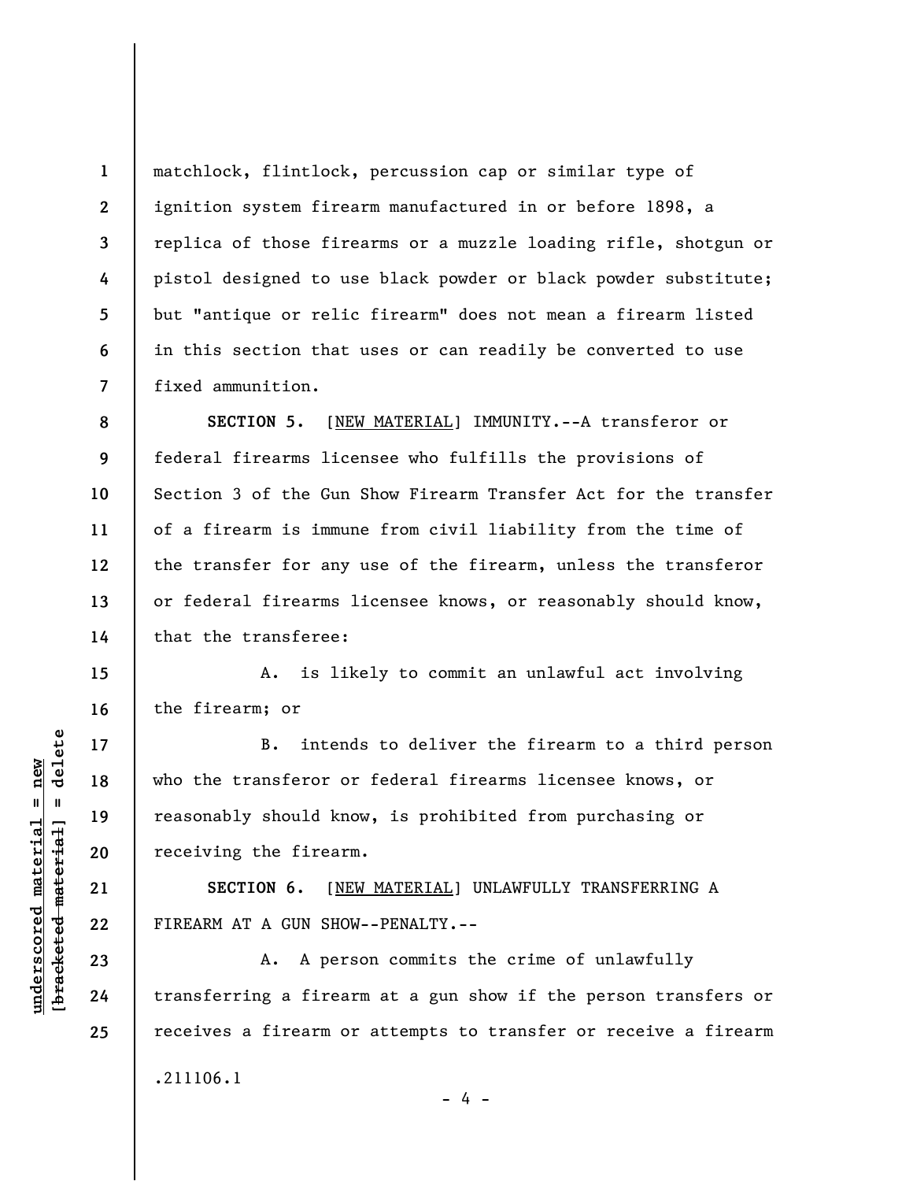matchlock, flintlock, percussion cap or similar type of ignition system firearm manufactured in or before 1898, a replica of those firearms or a muzzle loading rifle, shotgun or pistol designed to use black powder or black powder substitute; but "antique or relic firearm" does not mean a firearm listed in this section that uses or can readily be converted to use fixed ammunition.

**SECTION 5.** [NEW MATERIAL] IMMUNITY.--A transferor or federal firearms licensee who fulfills the provisions of Section 3 of the Gun Show Firearm Transfer Act for the transfer of a firearm is immune from civil liability from the time of the transfer for any use of the firearm, unless the transferor or federal firearms licensee knows, or reasonably should know, that the transferee:

A. is likely to commit an unlawful act involving the firearm; or

B. intends to deliver the firearm to a third person who the transferor or federal firearms licensee knows, or reasonably should know, is prohibited from purchasing or receiving the firearm.

**SECTION 6.** [NEW MATERIAL] UNLAWFULLY TRANSFERRING A FIREARM AT A GUN SHOW--PENALTY.--

A. A person commits the crime of unlawfully transferring a firearm at a gun show if the person transfers or receives a firearm or attempts to transfer or receive a firearm

.211106.1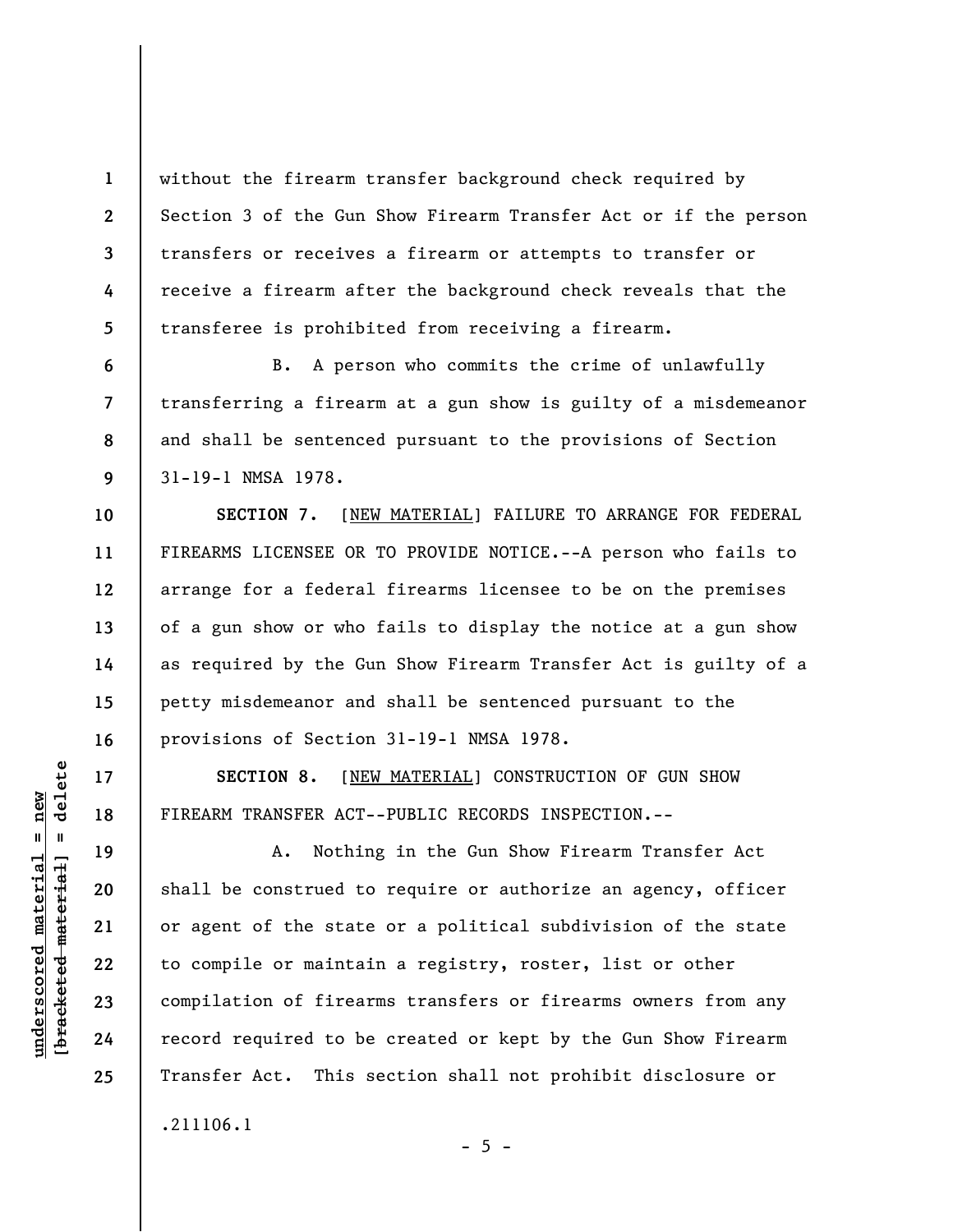without the firearm transfer background check required by Section 3 of the Gun Show Firearm Transfer Act or if the person transfers or receives a firearm or attempts to transfer or receive a firearm after the background check reveals that the transferee is prohibited from receiving a firearm.

B. A person who commits the crime of unlawfully transferring a firearm at a gun show is guilty of a misdemeanor and shall be sentenced pursuant to the provisions of Section 31-19-1 NMSA 1978.

**SECTION 7.** [NEW MATERIAL] FAILURE TO ARRANGE FOR FEDERAL FIREARMS LICENSEE OR TO PROVIDE NOTICE.--A person who fails to arrange for a federal firearms licensee to be on the premises of a gun show or who fails to display the notice at a gun show as required by the Gun Show Firearm Transfer Act is guilty of a petty misdemeanor and shall be sentenced pursuant to the provisions of Section 31-19-1 NMSA 1978.

**SECTION 8.** [NEW MATERIAL] CONSTRUCTION OF GUN SHOW FIREARM TRANSFER ACT--PUBLIC RECORDS INSPECTION.--

A. Nothing in the Gun Show Firearm Transfer Act shall be construed to require or authorize an agency, officer or agent of the state or a political subdivision of the state to compile or maintain a registry, roster, list or other compilation of firearms transfers or firearms owners from any record required to be created or kept by the Gun Show Firearm Transfer Act. This section shall not prohibit disclosure or

.211106.1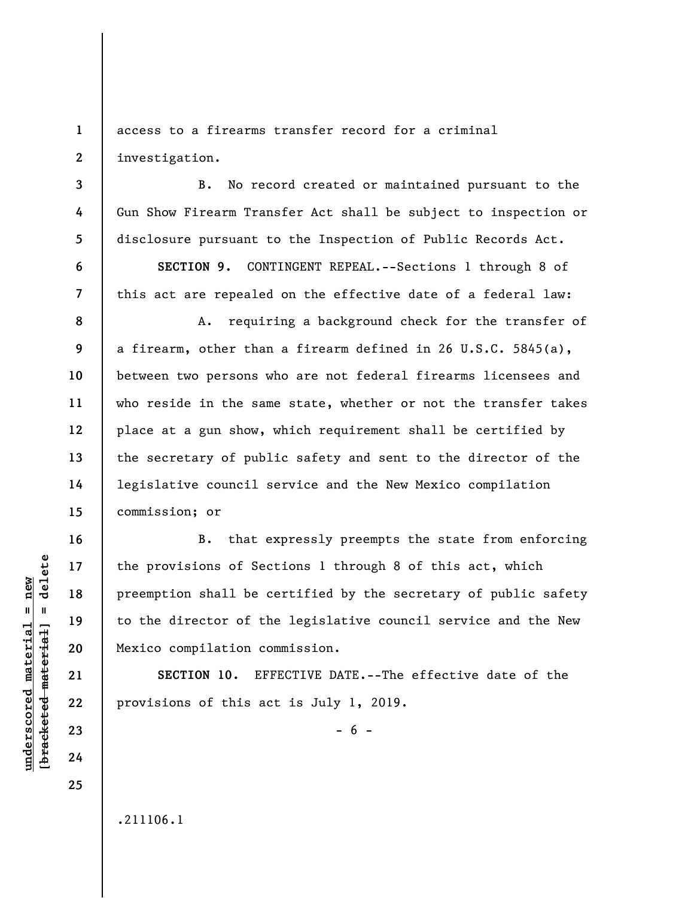access to a firearms transfer record for a criminal investigation.

B. No record created or maintained pursuant to the Gun Show Firearm Transfer Act shall be subject to inspection or disclosure pursuant to the Inspection of Public Records Act.

**SECTION 9.** CONTINGENT REPEAL.--Sections 1 through 8 of this act are repealed on the effective date of a federal law:

A. requiring a background check for the transfer of a firearm, other than a firearm defined in 26 U.S.C. 5845(a), between two persons who are not federal firearms licensees and who reside in the same state, whether or not the transfer takes place at a gun show, which requirement shall be certified by the secretary of public safety and sent to the director of the legislative council service and the New Mexico compilation commission; or

B. that expressly preempts the state from enforcing the provisions of Sections 1 through 8 of this act, which preemption shall be certified by the secretary of public safety to the director of the legislative council service and the New Mexico compilation commission.

**SECTION 10.** EFFECTIVE DATE.--The effective date of the provisions of this act is July 1, 2019.

.211106.1